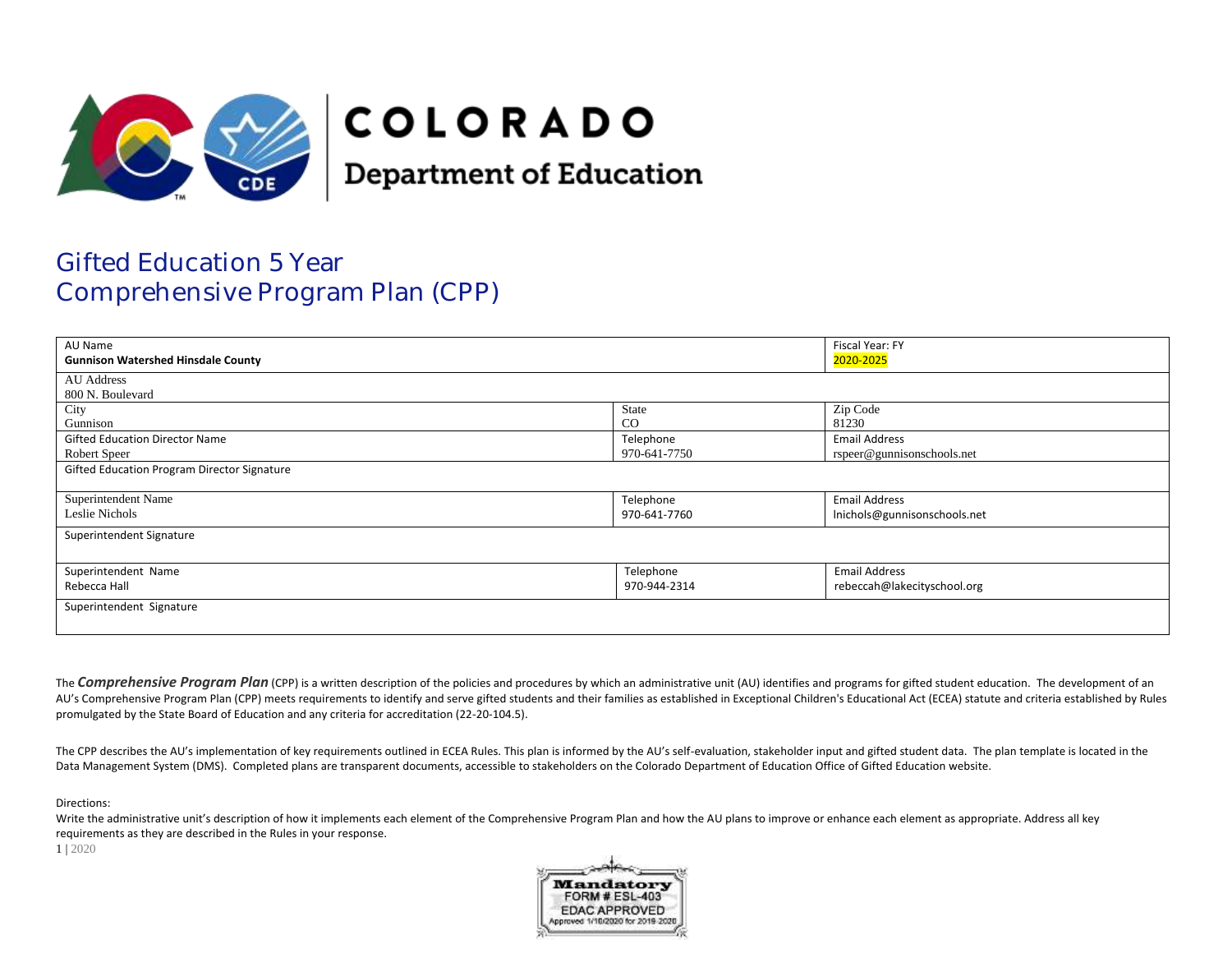COLORADO

Department of Education

# Gifted Education 5 Year Comprehensive Program Plan (CPP)

| AU Name<br>**Gunnison Watershed Hinsdale County** | | Fiscal Year: FY<br>2020-2025 |
|---|---|---|
| AU Address<br>800 N. Boulevard | | |
| City<br>Gunnison | State<br>CO | Zip Code<br>81230 |
| Gifted Education Director Name<br>Robert Speer | Telephone<br>970-641-7750 | Email Address<br>rspeer@gunnisonschools.net |
| Gifted Education Program Director Signature | | |
| Superintendent Name<br>Leslie Nichols | Telephone<br>970-641-7760 | Email Address<br>lnichols@gunnisonschools.net |
| Superintendent Signature | | |
| Superintendent Name<br>Rebecca Hall | Telephone<br>970-944-2314 | Email Address<br>rebeccah@lakecityschool.org |
| Superintendent Signature | | |

The ***Comprehensive Program Plan*** (CPP) is a written description of the policies and procedures by which an administrative unit (AU) identifies and programs for gifted student education. The development of an AU's Comprehensive Program Plan (CPP) meets requirements to identify and serve gifted students and their families as established in Exceptional Children's Educational Act (ECEA) statute and criteria established by Rules promulgated by the State Board of Education and any criteria for accreditation (22-20-104.5).

The CPP describes the AU's implementation of key requirements outlined in ECEA Rules. This plan is informed by the AU's self-evaluation, stakeholder input and gifted student data. The plan template is located in the Data Management System (DMS). Completed plans are transparent documents, accessible to stakeholders on the Colorado Department of Education Office of Gifted Education website.

Directions:

Write the administrative unit's description of how it implements each element of the Comprehensive Program Plan and how the AU plans to improve or enhance each element as appropriate. Address all key requirements as they are described in the Rules in your response.

Mandatory
FORM # ESL-403
EDAC APPROVED
Approved 1/10/2020 for 2019-2020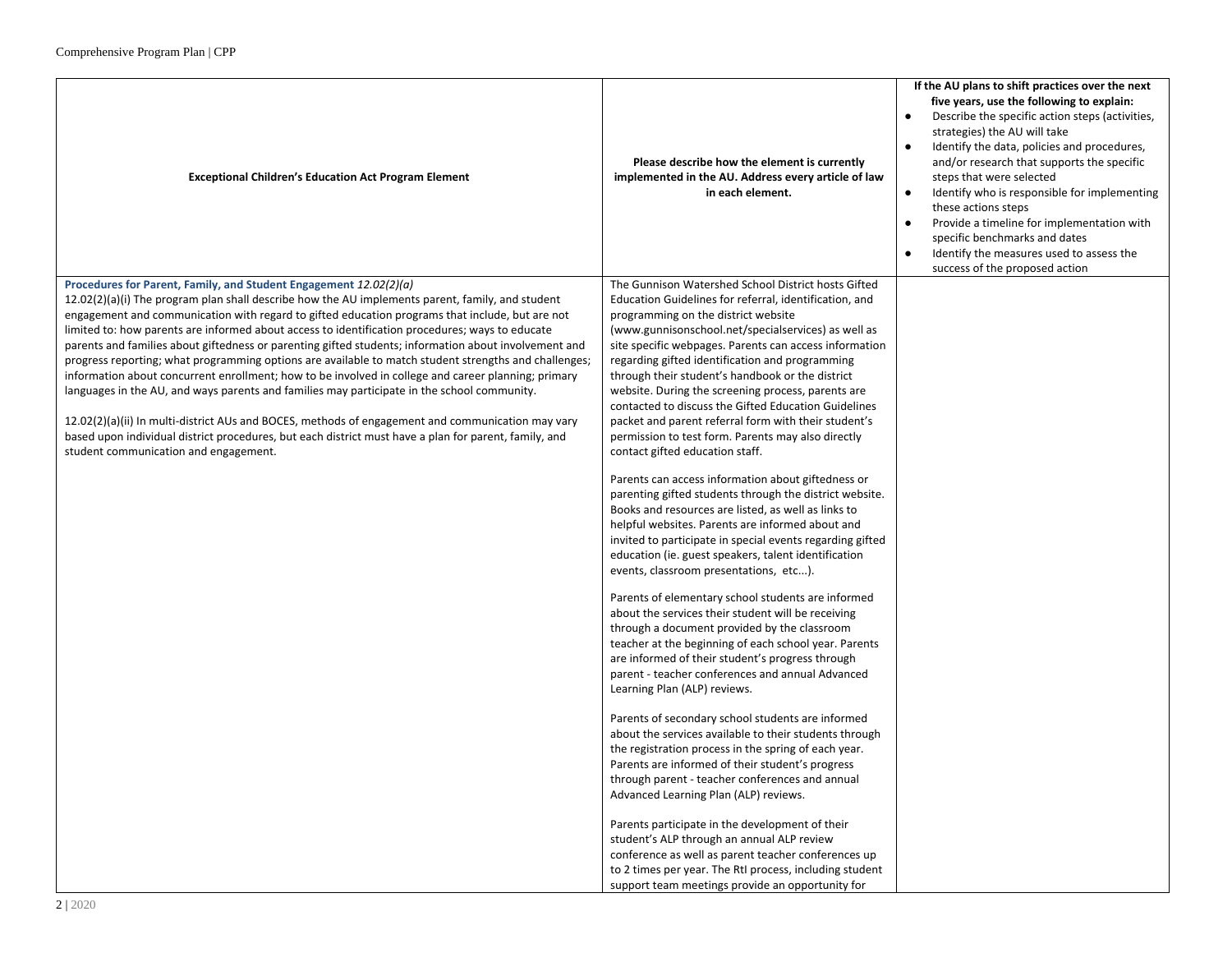| Exceptional Children's Education Act Program Element | Please describe how the element is currently implemented in the AU. Address every article of law in each element. | If the AU plans to shift practices over the next five years, use the following to explain:<br>• Describe the specific action steps (activities, strategies) the AU will take<br>• Identify the data, policies and procedures, and/or research that supports the specific steps that were selected<br>• Identify who is responsible for implementing these actions steps<br>• Provide a timeline for implementation with specific benchmarks and dates<br>• Identify the measures used to assess the success of the proposed action |
|---|---|---|
| **Procedures for Parent, Family, and Student Engagement** *12.02(2)(a)*<br>12.02(2)(a)(i) The program plan shall describe how the AU implements parent, family, and student engagement and communication with regard to gifted education programs that include, but are not limited to: how parents are informed about access to identification procedures; ways to educate parents and families about giftedness or parenting gifted students; information about involvement and progress reporting; what programming options are available to match student strengths and challenges; information about concurrent enrollment; how to be involved in college and career planning; primary languages in the AU, and ways parents and families may participate in the school community.<br><br>12.02(2)(a)(ii) In multi-district AUs and BOCES, methods of engagement and communication may vary based upon individual district procedures, but each district must have a plan for parent, family, and student communication and engagement. | The Gunnison Watershed School District hosts Gifted Education Guidelines for referral, identification, and programming on the district website (www.gunnisonschool.net/specialservices) as well as site specific webpages. Parents can access information regarding gifted identification and programming through their student's handbook or the district website. During the screening process, parents are contacted to discuss the Gifted Education Guidelines packet and parent referral form with their student's permission to test form. Parents may also directly contact gifted education staff.<br><br>Parents can access information about giftedness or parenting gifted students through the district website. Books and resources are listed, as well as links to helpful websites. Parents are informed about and invited to participate in special events regarding gifted education (ie. guest speakers, talent identification events, classroom presentations, etc...).<br><br>Parents of elementary school students are informed about the services their student will be receiving through a document provided by the classroom teacher at the beginning of each school year. Parents are informed of their student's progress through parent - teacher conferences and annual Advanced Learning Plan (ALP) reviews.<br><br>Parents of secondary school students are informed about the services available to their students through the registration process in the spring of each year. Parents are informed of their student's progress through parent - teacher conferences and annual Advanced Learning Plan (ALP) reviews.<br><br>Parents participate in the development of their student's ALP through an annual ALP review conference as well as parent teacher conferences up to 2 times per year. The RtI process, including student support team meetings provide an opportunity for | |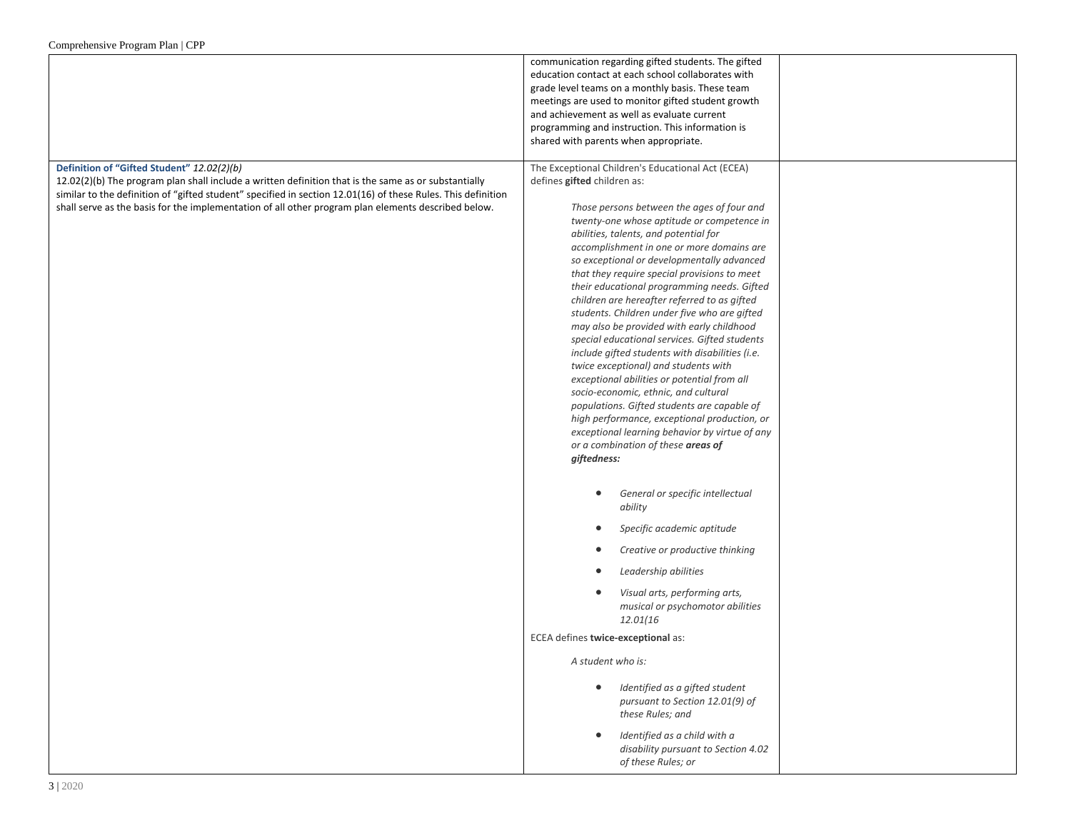| | | |
|---|---|---|
| | communication regarding gifted students. The gifted education contact at each school collaborates with grade level teams on a monthly basis. These team meetings are used to monitor gifted student growth and achievement as well as evaluate current programming and instruction. This information is shared with parents when appropriate. | |
| **Definition of "Gifted Student"** *12.02(2)(b)*<br>12.02(2)(b) The program plan shall include a written definition that is the same as or substantially similar to the definition of "gifted student" specified in section 12.01(16) of these Rules. This definition shall serve as the basis for the implementation of all other program plan elements described below. | The Exceptional Children's Educational Act (ECEA) defines **gifted** children as:<br><br>*Those persons between the ages of four and twenty-one whose aptitude or competence in abilities, talents, and potential for accomplishment in one or more domains are so exceptional or developmentally advanced that they require special provisions to meet their educational programming needs. Gifted children are hereafter referred to as gifted students. Children under five who are gifted may also be provided with early childhood special educational services. Gifted students include gifted students with disabilities (i.e. twice exceptional) and students with exceptional abilities or potential from all socio-economic, ethnic, and cultural populations. Gifted students are capable of high performance, exceptional production, or exceptional learning behavior by virtue of any or a combination of these* ***areas of giftedness:***<br><br>• *General or specific intellectual ability*<br>• *Specific academic aptitude*<br>• *Creative or productive thinking*<br>• *Leadership abilities*<br>• *Visual arts, performing arts, musical or psychomotor abilities 12.01(16*<br><br>ECEA defines **twice-exceptional** as:<br><br>*A student who is:*<br><br>• *Identified as a gifted student pursuant to Section 12.01(9) of these Rules; and*<br>• *Identified as a child with a disability pursuant to Section 4.02 of these Rules; or* | |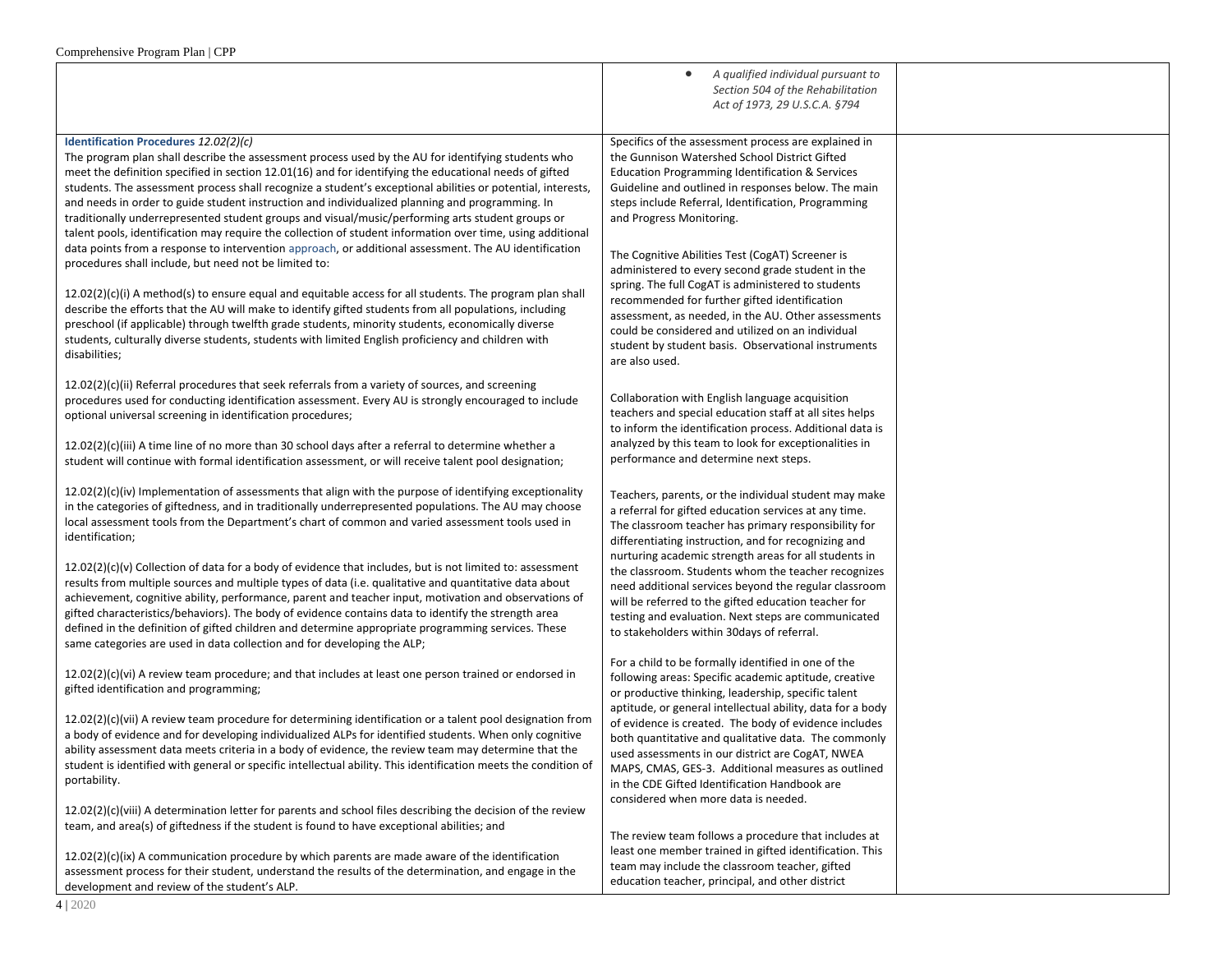| | | |
|---|---|---|
| | • *A qualified individual pursuant to Section 504 of the Rehabilitation Act of 1973, 29 U.S.C.A. §794* | |
| **Identification Procedures** *12.02(2)(c)*<br>The program plan shall describe the assessment process used by the AU for identifying students who meet the definition specified in section 12.01(16) and for identifying the educational needs of gifted students. The assessment process shall recognize a student's exceptional abilities or potential, interests, and needs in order to guide student instruction and individualized planning and programming. In traditionally underrepresented student groups and visual/music/performing arts student groups or talent pools, identification may require the collection of student information over time, using additional data points from a response to intervention approach, or additional assessment. The AU identification procedures shall include, but need not be limited to:<br><br>12.02(2)(c)(i) A method(s) to ensure equal and equitable access for all students. The program plan shall describe the efforts that the AU will make to identify gifted students from all populations, including preschool (if applicable) through twelfth grade students, minority students, economically diverse students, culturally diverse students, students with limited English proficiency and children with disabilities;<br><br>12.02(2)(c)(ii) Referral procedures that seek referrals from a variety of sources, and screening procedures used for conducting identification assessment. Every AU is strongly encouraged to include optional universal screening in identification procedures;<br><br>12.02(2)(c)(iii) A time line of no more than 30 school days after a referral to determine whether a student will continue with formal identification assessment, or will receive talent pool designation;<br><br>12.02(2)(c)(iv) Implementation of assessments that align with the purpose of identifying exceptionality in the categories of giftedness, and in traditionally underrepresented populations. The AU may choose local assessment tools from the Department's chart of common and varied assessment tools used in identification;<br><br>12.02(2)(c)(v) Collection of data for a body of evidence that includes, but is not limited to: assessment results from multiple sources and multiple types of data (i.e. qualitative and quantitative data about achievement, cognitive ability, performance, parent and teacher input, motivation and observations of gifted characteristics/behaviors). The body of evidence contains data to identify the strength area defined in the definition of gifted children and determine appropriate programming services. These same categories are used in data collection and for developing the ALP;<br><br>12.02(2)(c)(vi) A review team procedure; and that includes at least one person trained or endorsed in gifted identification and programming;<br><br>12.02(2)(c)(vii) A review team procedure for determining identification or a talent pool designation from a body of evidence and for developing individualized ALPs for identified students. When only cognitive ability assessment data meets criteria in a body of evidence, the review team may determine that the student is identified with general or specific intellectual ability. This identification meets the condition of portability.<br><br>12.02(2)(c)(viii) A determination letter for parents and school files describing the decision of the review team, and area(s) of giftedness if the student is found to have exceptional abilities; and<br><br>12.02(2)(c)(ix) A communication procedure by which parents are made aware of the identification assessment process for their student, understand the results of the determination, and engage in the development and review of the student's ALP. | Specifics of the assessment process are explained in the Gunnison Watershed School District Gifted Education Programming Identification & Services Guideline and outlined in responses below. The main steps include Referral, Identification, Programming and Progress Monitoring.<br><br>The Cognitive Abilities Test (CogAT) Screener is administered to every second grade student in the spring. The full CogAT is administered to students recommended for further gifted identification assessment, as needed, in the AU. Other assessments could be considered and utilized on an individual student by student basis. Observational instruments are also used.<br><br>Collaboration with English language acquisition teachers and special education staff at all sites helps to inform the identification process. Additional data is analyzed by this team to look for exceptionalities in performance and determine next steps.<br><br>Teachers, parents, or the individual student may make a referral for gifted education services at any time. The classroom teacher has primary responsibility for differentiating instruction, and for recognizing and nurturing academic strength areas for all students in the classroom. Students whom the teacher recognizes need additional services beyond the regular classroom will be referred to the gifted education teacher for testing and evaluation. Next steps are communicated to stakeholders within 30days of referral.<br><br>For a child to be formally identified in one of the following areas: Specific academic aptitude, creative or productive thinking, leadership, specific talent aptitude, or general intellectual ability, data for a body of evidence is created. The body of evidence includes both quantitative and qualitative data. The commonly used assessments in our district are CogAT, NWEA MAPS, CMAS, GES-3. Additional measures as outlined in the CDE Gifted Identification Handbook are considered when more data is needed.<br><br>The review team follows a procedure that includes at least one member trained in gifted identification. This team may include the classroom teacher, gifted education teacher, principal, and other district | |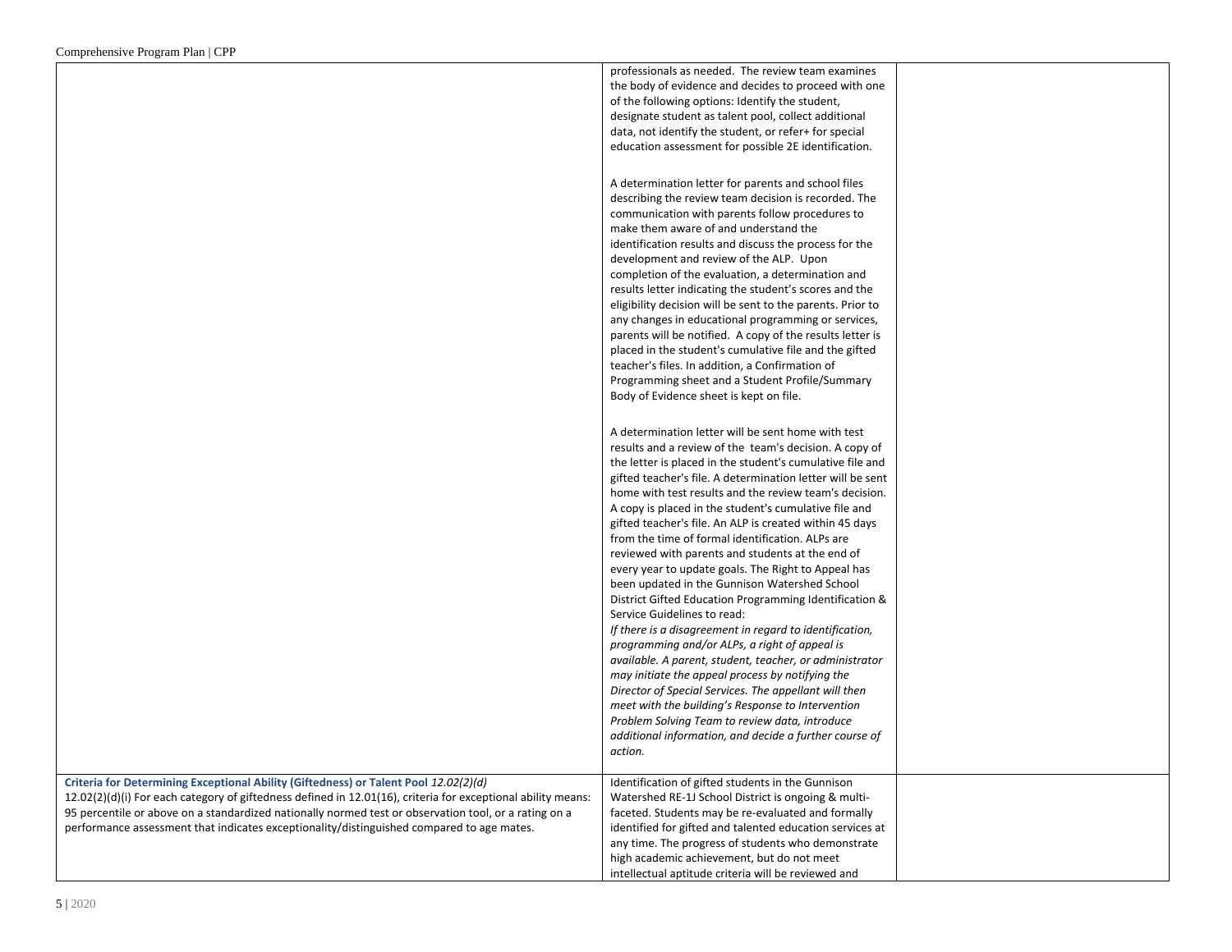| | | |
|---|---|---|
| | professionals as needed. The review team examines the body of evidence and decides to proceed with one of the following options: Identify the student, designate student as talent pool, collect additional data, not identify the student, or refer+ for special education assessment for possible 2E identification.<br><br>A determination letter for parents and school files describing the review team decision is recorded. The communication with parents follow procedures to make them aware of and understand the identification results and discuss the process for the development and review of the ALP. Upon completion of the evaluation, a determination and results letter indicating the student's scores and the eligibility decision will be sent to the parents. Prior to any changes in educational programming or services, parents will be notified. A copy of the results letter is placed in the student's cumulative file and the gifted teacher's files. In addition, a Confirmation of Programming sheet and a Student Profile/Summary Body of Evidence sheet is kept on file.<br><br>A determination letter will be sent home with test results and a review of the team's decision. A copy of the letter is placed in the student's cumulative file and gifted teacher's file. A determination letter will be sent home with test results and the review team's decision. A copy is placed in the student's cumulative file and gifted teacher's file. An ALP is created within 45 days from the time of formal identification. ALPs are reviewed with parents and students at the end of every year to update goals. The Right to Appeal has been updated in the Gunnison Watershed School District Gifted Education Programming Identification & Service Guidelines to read:<br>*If there is a disagreement in regard to identification, programming and/or ALPs, a right of appeal is available. A parent, student, teacher, or administrator may initiate the appeal process by notifying the Director of Special Services. The appellant will then meet with the building's Response to Intervention Problem Solving Team to review data, introduce additional information, and decide a further course of action.* | |
| **Criteria for Determining Exceptional Ability (Giftedness) or Talent Pool** *12.02(2)(d)*<br>12.02(2)(d)(i) For each category of giftedness defined in 12.01(16), criteria for exceptional ability means: 95 percentile or above on a standardized nationally normed test or observation tool, or a rating on a performance assessment that indicates exceptionality/distinguished compared to age mates. | Identification of gifted students in the Gunnison Watershed RE-1J School District is ongoing & multi-faceted. Students may be re-evaluated and formally identified for gifted and talented education services at any time. The progress of students who demonstrate high academic achievement, but do not meet intellectual aptitude criteria will be reviewed and | |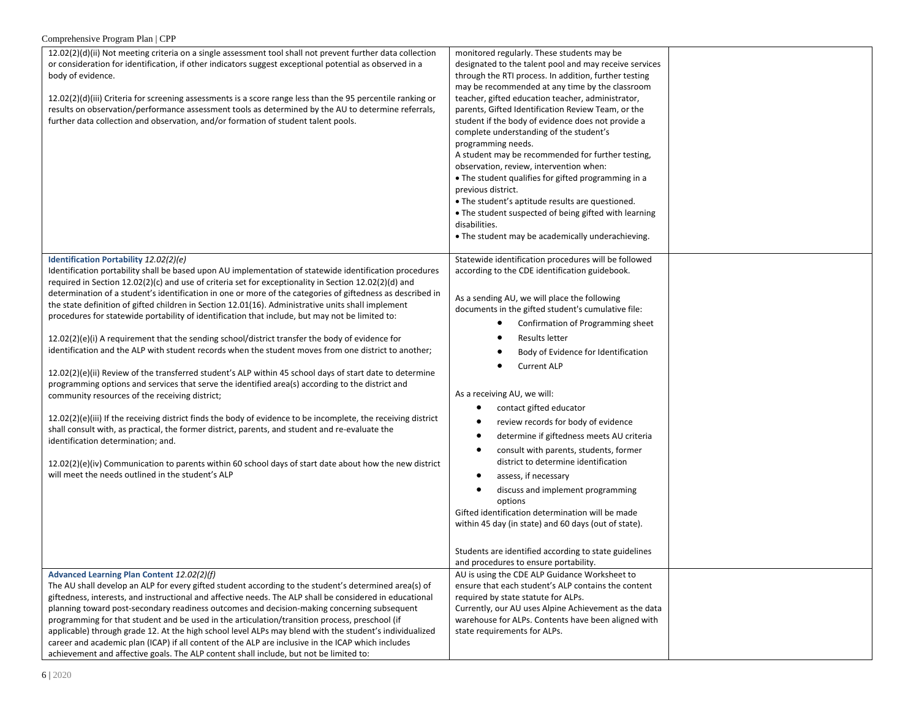| | | |
|---|---|---|
| 12.02(2)(d)(ii) Not meeting criteria on a single assessment tool shall not prevent further data collection or consideration for identification, if other indicators suggest exceptional potential as observed in a body of evidence.<br><br>12.02(2)(d)(iii) Criteria for screening assessments is a score range less than the 95 percentile ranking or results on observation/performance assessment tools as determined by the AU to determine referrals, further data collection and observation, and/or formation of student talent pools. | monitored regularly. These students may be designated to the talent pool and may receive services through the RTI process. In addition, further testing may be recommended at any time by the classroom teacher, gifted education teacher, administrator, parents, Gifted Identification Review Team, or the student if the body of evidence does not provide a complete understanding of the student's programming needs.<br>A student may be recommended for further testing, observation, review, intervention when:<br>• The student qualifies for gifted programming in a previous district.<br>• The student's aptitude results are questioned.<br>• The student suspected of being gifted with learning disabilities.<br>• The student may be academically underachieving. | |
| **Identification Portability** *12.02(2)(e)*<br>Identification portability shall be based upon AU implementation of statewide identification procedures required in Section 12.02(2)(c) and use of criteria set for exceptionality in Section 12.02(2)(d) and determination of a student's identification in one or more of the categories of giftedness as described in the state definition of gifted children in Section 12.01(16). Administrative units shall implement procedures for statewide portability of identification that include, but may not be limited to:<br><br>12.02(2)(e)(i) A requirement that the sending school/district transfer the body of evidence for identification and the ALP with student records when the student moves from one district to another;<br><br>12.02(2)(e)(ii) Review of the transferred student's ALP within 45 school days of start date to determine programming options and services that serve the identified area(s) according to the district and community resources of the receiving district;<br><br>12.02(2)(e)(iii) If the receiving district finds the body of evidence to be incomplete, the receiving district shall consult with, as practical, the former district, parents, and student and re-evaluate the identification determination; and.<br><br>12.02(2)(e)(iv) Communication to parents within 60 school days of start date about how the new district will meet the needs outlined in the student's ALP | Statewide identification procedures will be followed according to the CDE identification guidebook.<br><br>As a sending AU, we will place the following documents in the gifted student's cumulative file:<br>• Confirmation of Programming sheet<br>• Results letter<br>• Body of Evidence for Identification<br>• Current ALP<br><br>As a receiving AU, we will:<br>• contact gifted educator<br>• review records for body of evidence<br>• determine if giftedness meets AU criteria<br>• consult with parents, students, former district to determine identification<br>• assess, if necessary<br>• discuss and implement programming options<br>Gifted identification determination will be made within 45 day (in state) and 60 days (out of state).<br><br>Students are identified according to state guidelines and procedures to ensure portability. | |
| **Advanced Learning Plan Content** *12.02(2)(f)*<br>The AU shall develop an ALP for every gifted student according to the student's determined area(s) of giftedness, interests, and instructional and affective needs. The ALP shall be considered in educational planning toward post-secondary readiness outcomes and decision-making concerning subsequent programming for that student and be used in the articulation/transition process, preschool (if applicable) through grade 12. At the high school level ALPs may blend with the student's individualized career and academic plan (ICAP) if all content of the ALP are inclusive in the ICAP which includes achievement and affective goals. The ALP content shall include, but not be limited to: | AU is using the CDE ALP Guidance Worksheet to ensure that each student's ALP contains the content required by state statute for ALPs.<br>Currently, our AU uses Alpine Achievement as the data warehouse for ALPs. Contents have been aligned with state requirements for ALPs. | |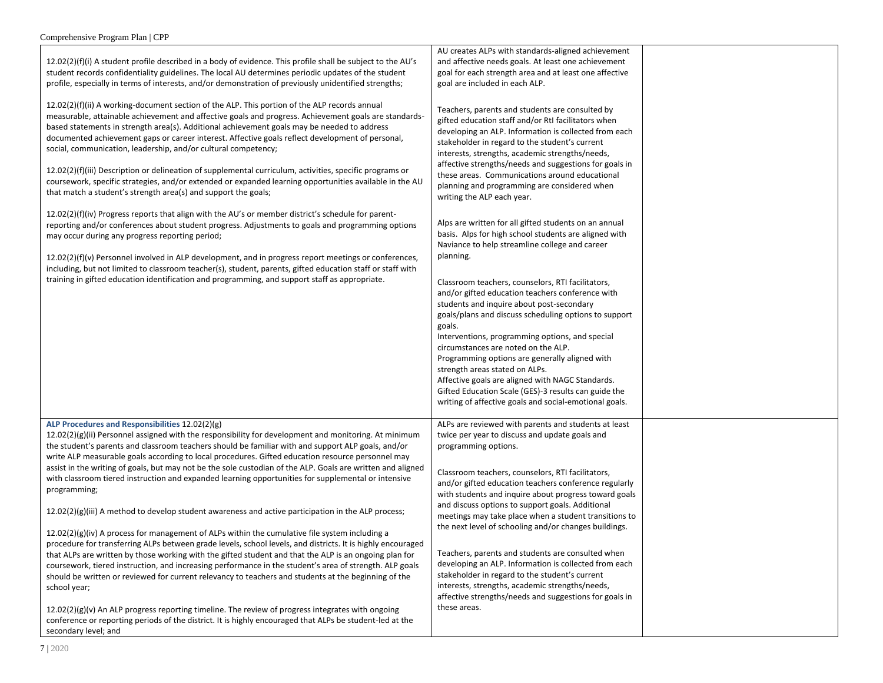| | | |
|---|---|---|
| 12.02(2)(f)(i) A student profile described in a body of evidence. This profile shall be subject to the AU's student records confidentiality guidelines. The local AU determines periodic updates of the student profile, especially in terms of interests, and/or demonstration of previously unidentified strengths;<br><br>12.02(2)(f)(ii) A working-document section of the ALP. This portion of the ALP records annual measurable, attainable achievement and affective goals and progress. Achievement goals are standards-based statements in strength area(s). Additional achievement goals may be needed to address documented achievement gaps or career interest. Affective goals reflect development of personal, social, communication, leadership, and/or cultural competency;<br><br>12.02(2)(f)(iii) Description or delineation of supplemental curriculum, activities, specific programs or coursework, specific strategies, and/or extended or expanded learning opportunities available in the AU that match a student's strength area(s) and support the goals;<br><br>12.02(2)(f)(iv) Progress reports that align with the AU's or member district's schedule for parent-reporting and/or conferences about student progress. Adjustments to goals and programming options may occur during any progress reporting period;<br><br>12.02(2)(f)(v) Personnel involved in ALP development, and in progress report meetings or conferences, including, but not limited to classroom teacher(s), student, parents, gifted education staff or staff with training in gifted education identification and programming, and support staff as appropriate. | AU creates ALPs with standards-aligned achievement and affective needs goals. At least one achievement goal for each strength area and at least one affective goal are included in each ALP.<br><br>Teachers, parents and students are consulted by gifted education staff and/or RtI facilitators when developing an ALP. Information is collected from each stakeholder in regard to the student's current interests, strengths, academic strengths/needs, affective strengths/needs and suggestions for goals in these areas. Communications around educational planning and programming are considered when writing the ALP each year.<br><br>Alps are written for all gifted students on an annual basis. Alps for high school students are aligned with Naviance to help streamline college and career planning.<br><br>Classroom teachers, counselors, RTI facilitators, and/or gifted education teachers conference with students and inquire about post-secondary goals/plans and discuss scheduling options to support goals.<br>Interventions, programming options, and special circumstances are noted on the ALP.<br>Programming options are generally aligned with strength areas stated on ALPs.<br>Affective goals are aligned with NAGC Standards.<br>Gifted Education Scale (GES)-3 results can guide the writing of affective goals and social-emotional goals. | |
| **ALP Procedures and Responsibilities** 12.02(2)(g)<br>12.02(2)(g)(ii) Personnel assigned with the responsibility for development and monitoring. At minimum the student's parents and classroom teachers should be familiar with and support ALP goals, and/or write ALP measurable goals according to local procedures. Gifted education resource personnel may assist in the writing of goals, but may not be the sole custodian of the ALP. Goals are written and aligned with classroom tiered instruction and expanded learning opportunities for supplemental or intensive programming;<br><br>12.02(2)(g)(iii) A method to develop student awareness and active participation in the ALP process;<br><br>12.02(2)(g)(iv) A process for management of ALPs within the cumulative file system including a procedure for transferring ALPs between grade levels, school levels, and districts. It is highly encouraged that ALPs are written by those working with the gifted student and that the ALP is an ongoing plan for coursework, tiered instruction, and increasing performance in the student's area of strength. ALP goals should be written or reviewed for current relevancy to teachers and students at the beginning of the school year;<br><br>12.02(2)(g)(v) An ALP progress reporting timeline. The review of progress integrates with ongoing conference or reporting periods of the district. It is highly encouraged that ALPs be student-led at the secondary level; and | ALPs are reviewed with parents and students at least twice per year to discuss and update goals and programming options.<br><br>Classroom teachers, counselors, RTI facilitators, and/or gifted education teachers conference regularly with students and inquire about progress toward goals and discuss options to support goals. Additional meetings may take place when a student transitions to the next level of schooling and/or changes buildings.<br><br>Teachers, parents and students are consulted when developing an ALP. Information is collected from each stakeholder in regard to the student's current interests, strengths, academic strengths/needs, affective strengths/needs and suggestions for goals in these areas. | |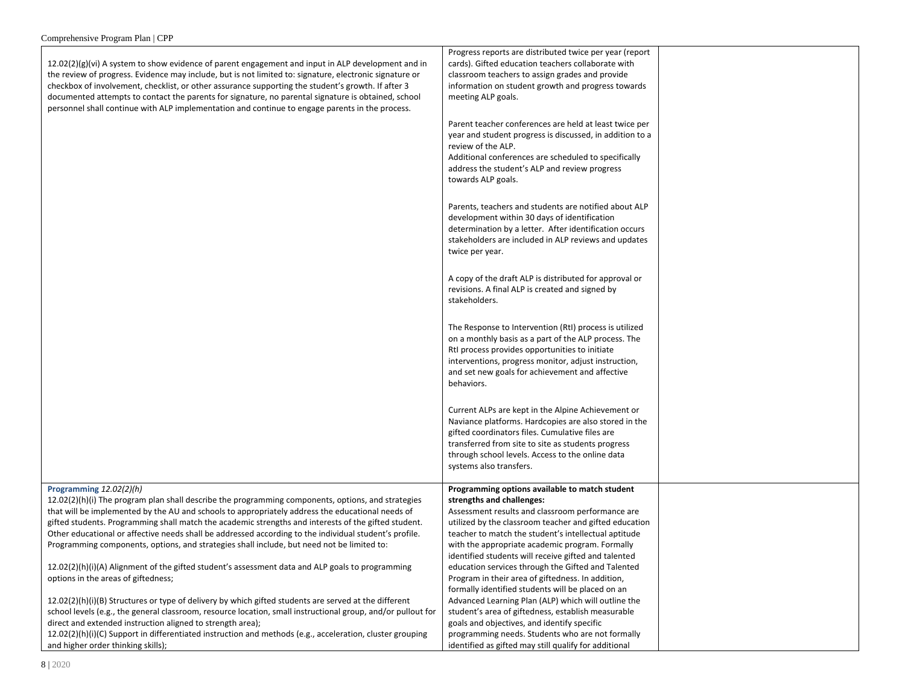| | | |
|---|---|---|
| 12.02(2)(g)(vi) A system to show evidence of parent engagement and input in ALP development and in the review of progress. Evidence may include, but is not limited to: signature, electronic signature or checkbox of involvement, checklist, or other assurance supporting the student's growth. If after 3 documented attempts to contact the parents for signature, no parental signature is obtained, school personnel shall continue with ALP implementation and continue to engage parents in the process. | Progress reports are distributed twice per year (report cards). Gifted education teachers collaborate with classroom teachers to assign grades and provide information on student growth and progress towards meeting ALP goals.<br><br>Parent teacher conferences are held at least twice per year and student progress is discussed, in addition to a review of the ALP.<br>Additional conferences are scheduled to specifically address the student's ALP and review progress towards ALP goals.<br><br>Parents, teachers and students are notified about ALP development within 30 days of identification determination by a letter. After identification occurs stakeholders are included in ALP reviews and updates twice per year.<br><br>A copy of the draft ALP is distributed for approval or revisions. A final ALP is created and signed by stakeholders.<br><br>The Response to Intervention (RtI) process is utilized on a monthly basis as a part of the ALP process. The RtI process provides opportunities to initiate interventions, progress monitor, adjust instruction, and set new goals for achievement and affective behaviors.<br><br>Current ALPs are kept in the Alpine Achievement or Naviance platforms. Hardcopies are also stored in the gifted coordinators files. Cumulative files are transferred from site to site as students progress through school levels. Access to the online data systems also transfers. | |
| **Programming** *12.02(2)(h)*<br>12.02(2)(h)(i) The program plan shall describe the programming components, options, and strategies that will be implemented by the AU and schools to appropriately address the educational needs of gifted students. Programming shall match the academic strengths and interests of the gifted student. Other educational or affective needs shall be addressed according to the individual student's profile. Programming components, options, and strategies shall include, but need not be limited to:<br><br>12.02(2)(h)(i)(A) Alignment of the gifted student's assessment data and ALP goals to programming options in the areas of giftedness;<br><br>12.02(2)(h)(i)(B) Structures or type of delivery by which gifted students are served at the different school levels (e.g., the general classroom, resource location, small instructional group, and/or pullout for direct and extended instruction aligned to strength area);<br>12.02(2)(h)(i)(C) Support in differentiated instruction and methods (e.g., acceleration, cluster grouping and higher order thinking skills); | **Programming options available to match student strengths and challenges:**<br>Assessment results and classroom performance are utilized by the classroom teacher and gifted education teacher to match the student's intellectual aptitude with the appropriate academic program. Formally identified students will receive gifted and talented education services through the Gifted and Talented Program in their area of giftedness. In addition, formally identified students will be placed on an Advanced Learning Plan (ALP) which will outline the student's area of giftedness, establish measurable goals and objectives, and identify specific programming needs. Students who are not formally identified as gifted may still qualify for additional | |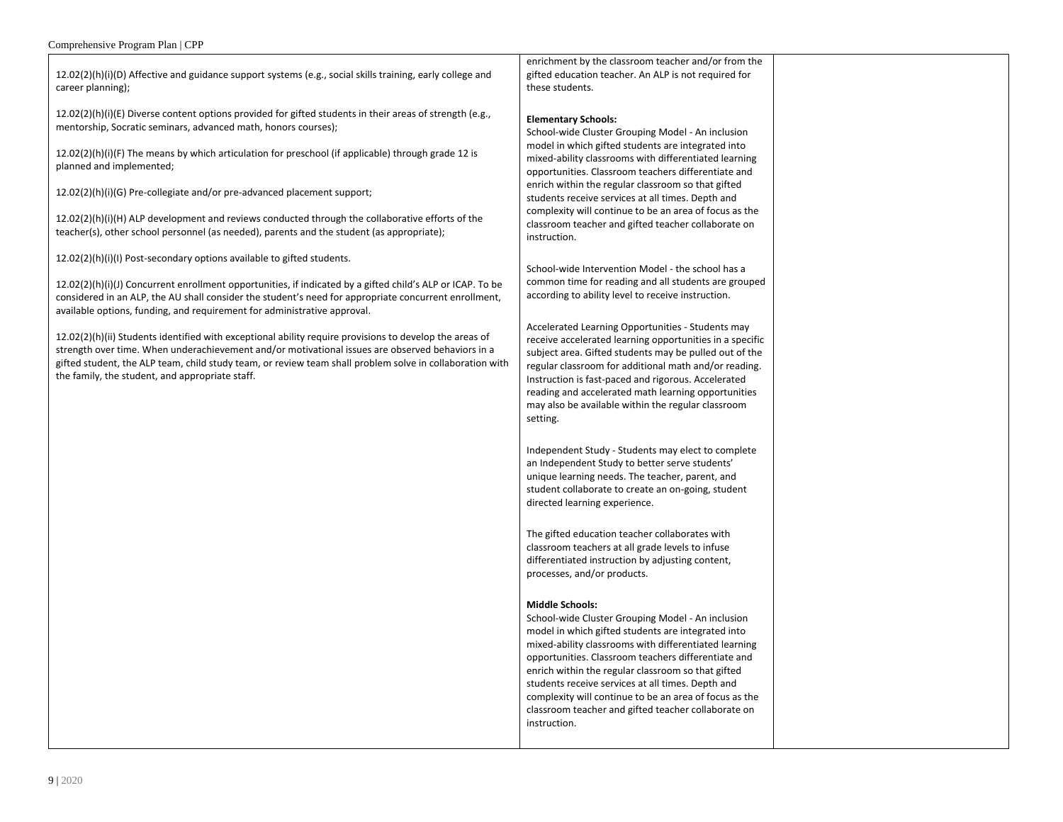| | | |
|---|---|---|
| 12.02(2)(h)(i)(D) Affective and guidance support systems (e.g., social skills training, early college and career planning);<br><br>12.02(2)(h)(i)(E) Diverse content options provided for gifted students in their areas of strength (e.g., mentorship, Socratic seminars, advanced math, honors courses);<br><br>12.02(2)(h)(i)(F) The means by which articulation for preschool (if applicable) through grade 12 is planned and implemented;<br><br>12.02(2)(h)(i)(G) Pre-collegiate and/or pre-advanced placement support;<br><br>12.02(2)(h)(i)(H) ALP development and reviews conducted through the collaborative efforts of the teacher(s), other school personnel (as needed), parents and the student (as appropriate);<br><br>12.02(2)(h)(i)(I) Post-secondary options available to gifted students.<br><br>12.02(2)(h)(i)(J) Concurrent enrollment opportunities, if indicated by a gifted child's ALP or ICAP. To be considered in an ALP, the AU shall consider the student's need for appropriate concurrent enrollment, available options, funding, and requirement for administrative approval.<br><br>12.02(2)(h)(ii) Students identified with exceptional ability require provisions to develop the areas of strength over time. When underachievement and/or motivational issues are observed behaviors in a gifted student, the ALP team, child study team, or review team shall problem solve in collaboration with the family, the student, and appropriate staff. | enrichment by the classroom teacher and/or from the gifted education teacher. An ALP is not required for these students.<br><br>**Elementary Schools:**<br>School-wide Cluster Grouping Model - An inclusion model in which gifted students are integrated into mixed-ability classrooms with differentiated learning opportunities. Classroom teachers differentiate and enrich within the regular classroom so that gifted students receive services at all times. Depth and complexity will continue to be an area of focus as the classroom teacher and gifted teacher collaborate on instruction.<br><br>School-wide Intervention Model - the school has a common time for reading and all students are grouped according to ability level to receive instruction.<br><br>Accelerated Learning Opportunities - Students may receive accelerated learning opportunities in a specific subject area. Gifted students may be pulled out of the regular classroom for additional math and/or reading. Instruction is fast-paced and rigorous. Accelerated reading and accelerated math learning opportunities may also be available within the regular classroom setting.<br><br>Independent Study - Students may elect to complete an Independent Study to better serve students' unique learning needs. The teacher, parent, and student collaborate to create an on-going, student directed learning experience.<br><br>The gifted education teacher collaborates with classroom teachers at all grade levels to infuse differentiated instruction by adjusting content, processes, and/or products.<br><br>**Middle Schools:**<br>School-wide Cluster Grouping Model - An inclusion model in which gifted students are integrated into mixed-ability classrooms with differentiated learning opportunities. Classroom teachers differentiate and enrich within the regular classroom so that gifted students receive services at all times. Depth and complexity will continue to be an area of focus as the classroom teacher and gifted teacher collaborate on instruction. | |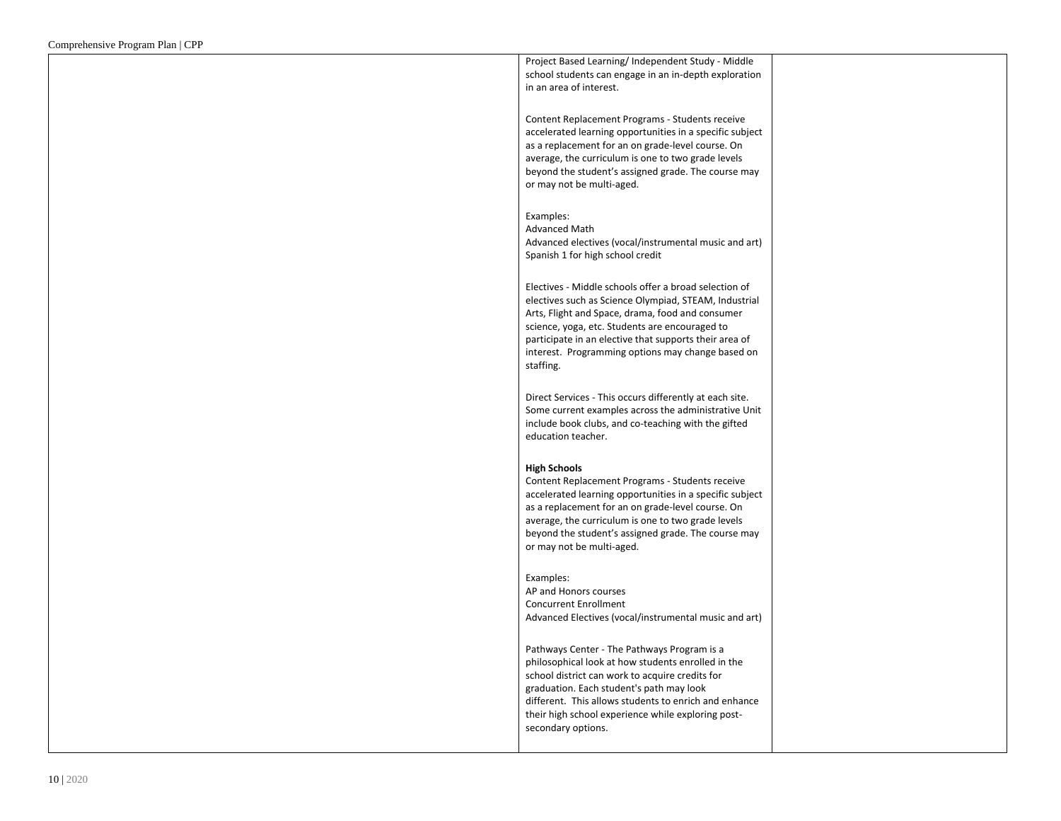| | | |
|---|---|---|
| | Project Based Learning/ Independent Study - Middle school students can engage in an in-depth exploration in an area of interest.<br><br>Content Replacement Programs - Students receive accelerated learning opportunities in a specific subject as a replacement for an on grade-level course. On average, the curriculum is one to two grade levels beyond the student's assigned grade. The course may or may not be multi-aged.<br><br>Examples:<br>Advanced Math<br>Advanced electives (vocal/instrumental music and art)<br>Spanish 1 for high school credit<br><br>Electives - Middle schools offer a broad selection of electives such as Science Olympiad, STEAM, Industrial Arts, Flight and Space, drama, food and consumer science, yoga, etc. Students are encouraged to participate in an elective that supports their area of interest. Programming options may change based on staffing.<br><br>Direct Services - This occurs differently at each site. Some current examples across the administrative Unit include book clubs, and co-teaching with the gifted education teacher.<br><br>**High Schools**<br>Content Replacement Programs - Students receive accelerated learning opportunities in a specific subject as a replacement for an on grade-level course. On average, the curriculum is one to two grade levels beyond the student's assigned grade. The course may or may not be multi-aged.<br><br>Examples:<br>AP and Honors courses<br>Concurrent Enrollment<br>Advanced Electives (vocal/instrumental music and art)<br><br>Pathways Center - The Pathways Program is a philosophical look at how students enrolled in the school district can work to acquire credits for graduation. Each student's path may look different. This allows students to enrich and enhance their high school experience while exploring post-secondary options. | |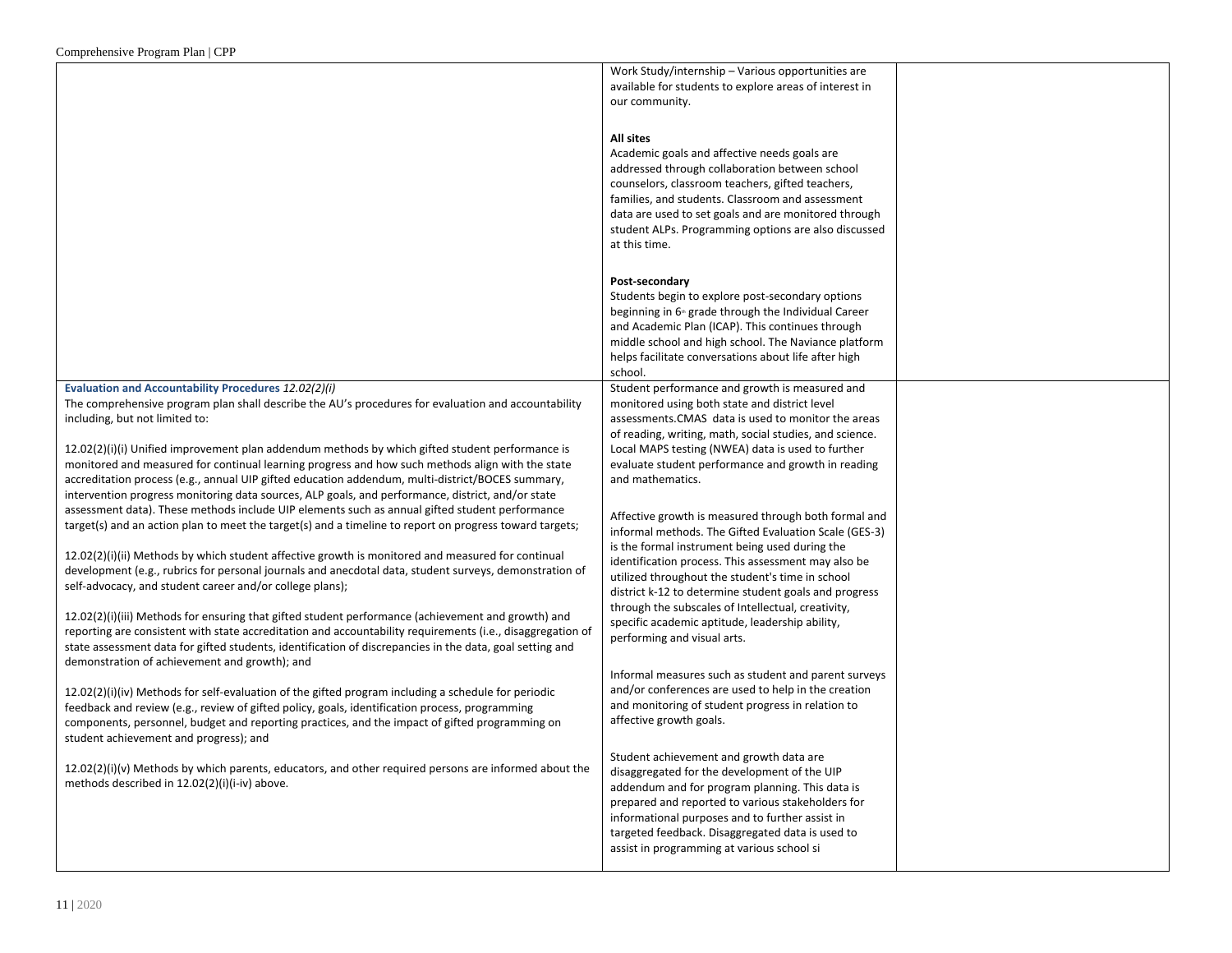| | | |
|---|---|---|
| | Work Study/internship – Various opportunities are available for students to explore areas of interest in our community.<br><br>**All sites**<br>Academic goals and affective needs goals are addressed through collaboration between school counselors, classroom teachers, gifted teachers, families, and students. Classroom and assessment data are used to set goals and are monitored through student ALPs. Programming options are also discussed at this time.<br><br>**Post-secondary**<br>Students begin to explore post-secondary options beginning in 6th grade through the Individual Career and Academic Plan (ICAP). This continues through middle school and high school. The Naviance platform helps facilitate conversations about life after high school. | |
| **Evaluation and Accountability Procedures** *12.02(2)(i)*<br>The comprehensive program plan shall describe the AU's procedures for evaluation and accountability including, but not limited to:<br><br>12.02(2)(i)(i) Unified improvement plan addendum methods by which gifted student performance is monitored and measured for continual learning progress and how such methods align with the state accreditation process (e.g., annual UIP gifted education addendum, multi-district/BOCES summary, intervention progress monitoring data sources, ALP goals, and performance, district, and/or state assessment data). These methods include UIP elements such as annual gifted student performance target(s) and an action plan to meet the target(s) and a timeline to report on progress toward targets;<br><br>12.02(2)(i)(ii) Methods by which student affective growth is monitored and measured for continual development (e.g., rubrics for personal journals and anecdotal data, student surveys, demonstration of self-advocacy, and student career and/or college plans);<br><br>12.02(2)(i)(iii) Methods for ensuring that gifted student performance (achievement and growth) and reporting are consistent with state accreditation and accountability requirements (i.e., disaggregation of state assessment data for gifted students, identification of discrepancies in the data, goal setting and demonstration of achievement and growth); and<br><br>12.02(2)(i)(iv) Methods for self-evaluation of the gifted program including a schedule for periodic feedback and review (e.g., review of gifted policy, goals, identification process, programming components, personnel, budget and reporting practices, and the impact of gifted programming on student achievement and progress); and<br><br>12.02(2)(i)(v) Methods by which parents, educators, and other required persons are informed about the methods described in 12.02(2)(i)(i-iv) above. | Student performance and growth is measured and monitored using both state and district level assessments.CMAS data is used to monitor the areas of reading, writing, math, social studies, and science. Local MAPS testing (NWEA) data is used to further evaluate student performance and growth in reading and mathematics.<br><br>Affective growth is measured through both formal and informal methods. The Gifted Evaluation Scale (GES-3) is the formal instrument being used during the identification process. This assessment may also be utilized throughout the student's time in school district k-12 to determine student goals and progress through the subscales of Intellectual, creativity, specific academic aptitude, leadership ability, performing and visual arts.<br><br>Informal measures such as student and parent surveys and/or conferences are used to help in the creation and monitoring of student progress in relation to affective growth goals.<br><br>Student achievement and growth data are disaggregated for the development of the UIP addendum and for program planning. This data is prepared and reported to various stakeholders for informational purposes and to further assist in targeted feedback. Disaggregated data is used to assist in programming at various school si | |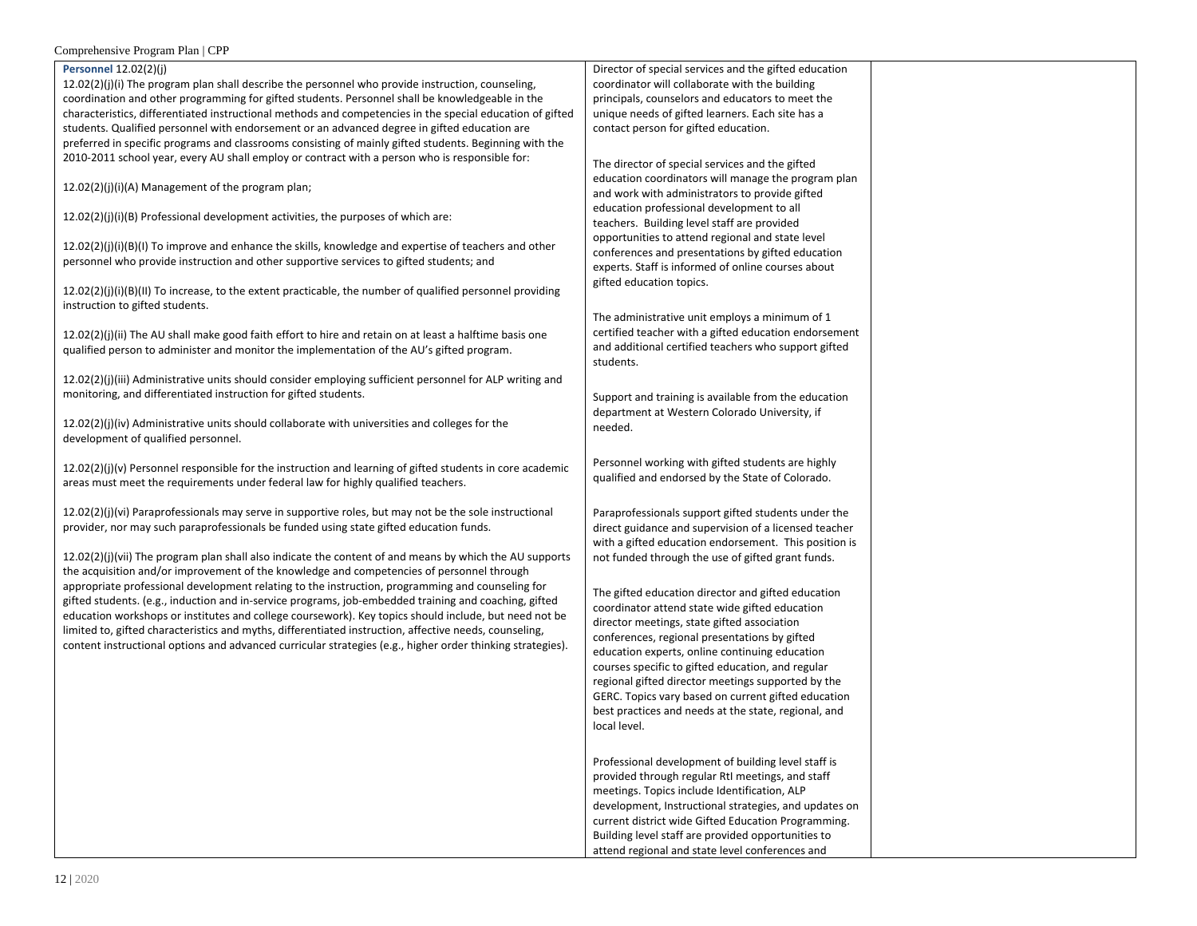| | | |
|---|---|---|
| **Personnel** 12.02(2)(j)<br><br>12.02(2)(j)(i) The program plan shall describe the personnel who provide instruction, counseling, coordination and other programming for gifted students. Personnel shall be knowledgeable in the characteristics, differentiated instructional methods and competencies in the special education of gifted students. Qualified personnel with endorsement or an advanced degree in gifted education are preferred in specific programs and classrooms consisting of mainly gifted students. Beginning with the 2010-2011 school year, every AU shall employ or contract with a person who is responsible for:<br><br>12.02(2)(j)(i)(A) Management of the program plan;<br><br>12.02(2)(j)(i)(B) Professional development activities, the purposes of which are:<br><br>12.02(2)(j)(i)(B)(I) To improve and enhance the skills, knowledge and expertise of teachers and other personnel who provide instruction and other supportive services to gifted students; and<br><br>12.02(2)(j)(i)(B)(II) To increase, to the extent practicable, the number of qualified personnel providing instruction to gifted students.<br><br>12.02(2)(j)(ii) The AU shall make good faith effort to hire and retain on at least a halftime basis one qualified person to administer and monitor the implementation of the AU's gifted program.<br><br>12.02(2)(j)(iii) Administrative units should consider employing sufficient personnel for ALP writing and monitoring, and differentiated instruction for gifted students.<br><br>12.02(2)(j)(iv) Administrative units should collaborate with universities and colleges for the development of qualified personnel.<br><br>12.02(2)(j)(v) Personnel responsible for the instruction and learning of gifted students in core academic areas must meet the requirements under federal law for highly qualified teachers.<br><br>12.02(2)(j)(vi) Paraprofessionals may serve in supportive roles, but may not be the sole instructional provider, nor may such paraprofessionals be funded using state gifted education funds.<br><br>12.02(2)(j)(vii) The program plan shall also indicate the content of and means by which the AU supports the acquisition and/or improvement of the knowledge and competencies of personnel through appropriate professional development relating to the instruction, programming and counseling for gifted students. (e.g., induction and in-service programs, job-embedded training and coaching, gifted education workshops or institutes and college coursework). Key topics should include, but need not be limited to, gifted characteristics and myths, differentiated instruction, affective needs, counseling, content instructional options and advanced curricular strategies (e.g., higher order thinking strategies). | Director of special services and the gifted education coordinator will collaborate with the building principals, counselors and educators to meet the unique needs of gifted learners. Each site has a contact person for gifted education.<br><br>The director of special services and the gifted education coordinators will manage the program plan and work with administrators to provide gifted education professional development to all teachers. Building level staff are provided opportunities to attend regional and state level conferences and presentations by gifted education experts. Staff is informed of online courses about gifted education topics.<br><br>The administrative unit employs a minimum of 1 certified teacher with a gifted education endorsement and additional certified teachers who support gifted students.<br><br>Support and training is available from the education department at Western Colorado University, if needed.<br><br>Personnel working with gifted students are highly qualified and endorsed by the State of Colorado.<br><br>Paraprofessionals support gifted students under the direct guidance and supervision of a licensed teacher with a gifted education endorsement. This position is not funded through the use of gifted grant funds.<br><br>The gifted education director and gifted education coordinator attend state wide gifted education director meetings, state gifted association conferences, regional presentations by gifted education experts, online continuing education courses specific to gifted education, and regular regional gifted director meetings supported by the GERC. Topics vary based on current gifted education best practices and needs at the state, regional, and local level.<br><br>Professional development of building level staff is provided through regular RtI meetings, and staff meetings. Topics include Identification, ALP development, Instructional strategies, and updates on current district wide Gifted Education Programming. Building level staff are provided opportunities to attend regional and state level conferences and | |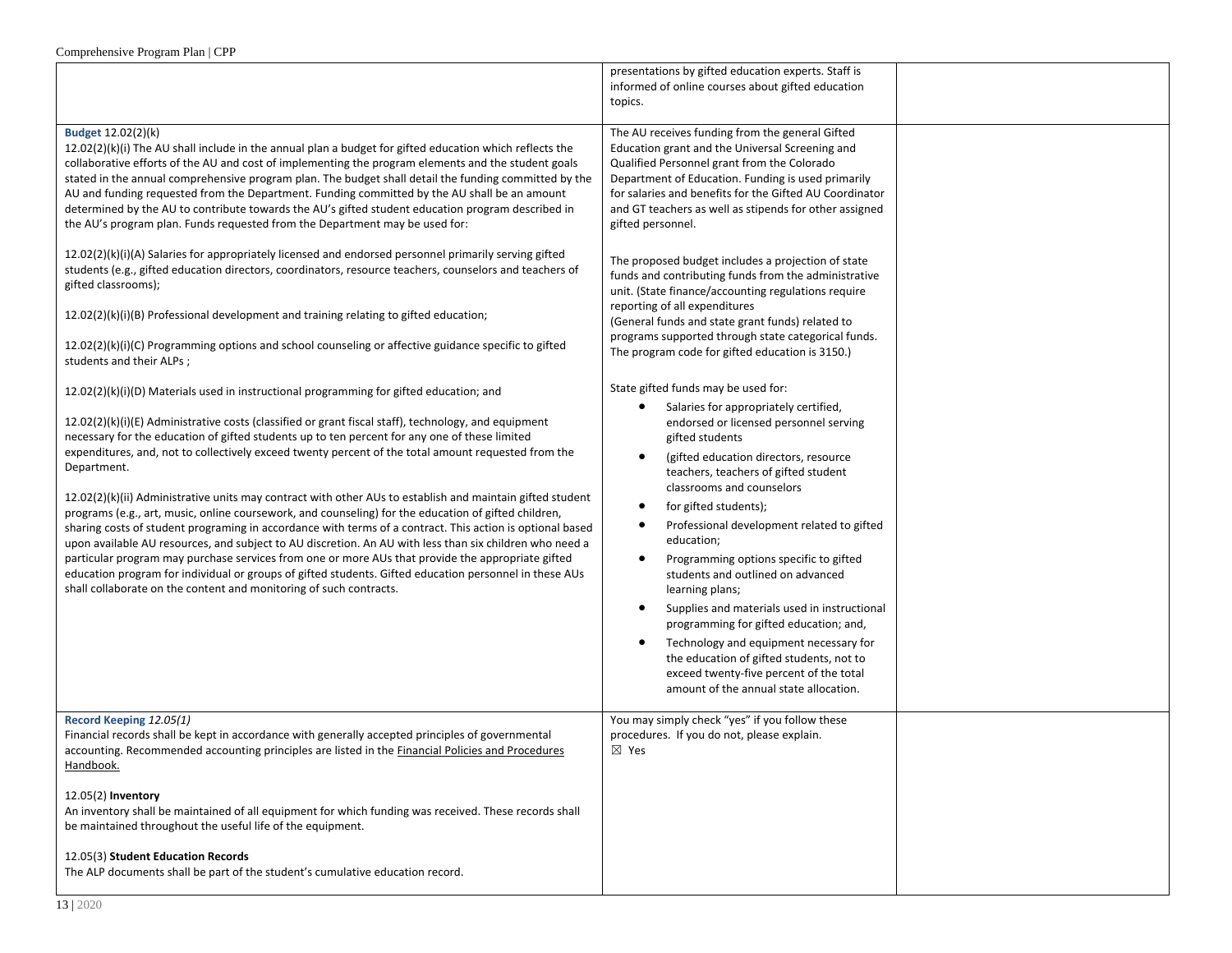| | | |
|---|---|---|
| | presentations by gifted education experts. Staff is informed of online courses about gifted education topics. | |
| **Budget** 12.02(2)(k)<br>12.02(2)(k)(i) The AU shall include in the annual plan a budget for gifted education which reflects the collaborative efforts of the AU and cost of implementing the program elements and the student goals stated in the annual comprehensive program plan. The budget shall detail the funding committed by the AU and funding requested from the Department. Funding committed by the AU shall be an amount determined by the AU to contribute towards the AU's gifted student education program described in the AU's program plan. Funds requested from the Department may be used for:<br><br>12.02(2)(k)(i)(A) Salaries for appropriately licensed and endorsed personnel primarily serving gifted students (e.g., gifted education directors, coordinators, resource teachers, counselors and teachers of gifted classrooms);<br><br>12.02(2)(k)(i)(B) Professional development and training relating to gifted education;<br><br>12.02(2)(k)(i)(C) Programming options and school counseling or affective guidance specific to gifted students and their ALPs ;<br><br>12.02(2)(k)(i)(D) Materials used in instructional programming for gifted education; and<br><br>12.02(2)(k)(i)(E) Administrative costs (classified or grant fiscal staff), technology, and equipment necessary for the education of gifted students up to ten percent for any one of these limited expenditures, and, not to collectively exceed twenty percent of the total amount requested from the Department.<br><br>12.02(2)(k)(ii) Administrative units may contract with other AUs to establish and maintain gifted student programs (e.g., art, music, online coursework, and counseling) for the education of gifted children, sharing costs of student programing in accordance with terms of a contract. This action is optional based upon available AU resources, and subject to AU discretion. An AU with less than six children who need a particular program may purchase services from one or more AUs that provide the appropriate gifted education program for individual or groups of gifted students. Gifted education personnel in these AUs shall collaborate on the content and monitoring of such contracts. | The AU receives funding from the general Gifted Education grant and the Universal Screening and Qualified Personnel grant from the Colorado Department of Education. Funding is used primarily for salaries and benefits for the Gifted AU Coordinator and GT teachers as well as stipends for other assigned gifted personnel.<br><br>The proposed budget includes a projection of state funds and contributing funds from the administrative unit. (State finance/accounting regulations require reporting of all expenditures (General funds and state grant funds) related to programs supported through state categorical funds. The program code for gifted education is 3150.)<br><br>State gifted funds may be used for:<br>• Salaries for appropriately certified, endorsed or licensed personnel serving gifted students<br>• (gifted education directors, resource teachers, teachers of gifted student classrooms and counselors<br>• for gifted students);<br>• Professional development related to gifted education;<br>• Programming options specific to gifted students and outlined on advanced learning plans;<br>• Supplies and materials used in instructional programming for gifted education; and,<br>• Technology and equipment necessary for the education of gifted students, not to exceed twenty-five percent of the total amount of the annual state allocation. | |
| **Record Keeping** *12.05(1)*<br>Financial records shall be kept in accordance with generally accepted principles of governmental accounting. Recommended accounting principles are listed in the Financial Policies and Procedures Handbook.<br><br>12.05(2) **Inventory**<br>An inventory shall be maintained of all equipment for which funding was received. These records shall be maintained throughout the useful life of the equipment.<br><br>12.05(3) **Student Education Records**<br>The ALP documents shall be part of the student's cumulative education record. | You may simply check "yes" if you follow these procedures. If you do not, please explain.<br>☒ Yes | |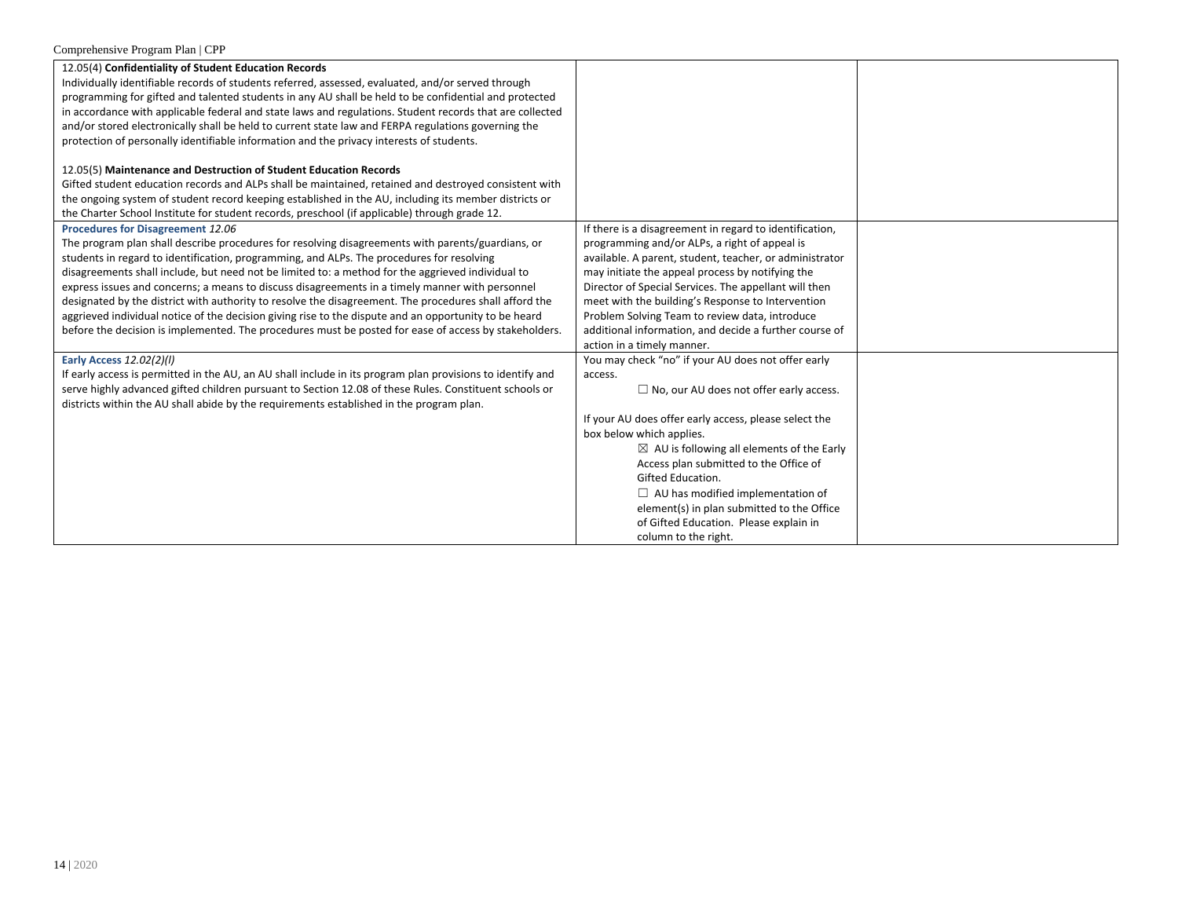| | | |
|---|---|---|
| 12.05(4) **Confidentiality of Student Education Records**<br>Individually identifiable records of students referred, assessed, evaluated, and/or served through programming for gifted and talented students in any AU shall be held to be confidential and protected in accordance with applicable federal and state laws and regulations. Student records that are collected and/or stored electronically shall be held to current state law and FERPA regulations governing the protection of personally identifiable information and the privacy interests of students.<br><br>12.05(5) **Maintenance and Destruction of Student Education Records**<br>Gifted student education records and ALPs shall be maintained, retained and destroyed consistent with the ongoing system of student record keeping established in the AU, including its member districts or the Charter School Institute for student records, preschool (if applicable) through grade 12. | | |
| **Procedures for Disagreement** *12.06*<br>The program plan shall describe procedures for resolving disagreements with parents/guardians, or students in regard to identification, programming, and ALPs. The procedures for resolving disagreements shall include, but need not be limited to: a method for the aggrieved individual to express issues and concerns; a means to discuss disagreements in a timely manner with personnel designated by the district with authority to resolve the disagreement. The procedures shall afford the aggrieved individual notice of the decision giving rise to the dispute and an opportunity to be heard before the decision is implemented. The procedures must be posted for ease of access by stakeholders. | If there is a disagreement in regard to identification, programming and/or ALPs, a right of appeal is available. A parent, student, teacher, or administrator may initiate the appeal process by notifying the Director of Special Services. The appellant will then meet with the building's Response to Intervention Problem Solving Team to review data, introduce additional information, and decide a further course of action in a timely manner. | |
| **Early Access** *12.02(2)(l)*<br>If early access is permitted in the AU, an AU shall include in its program plan provisions to identify and serve highly advanced gifted children pursuant to Section 12.08 of these Rules. Constituent schools or districts within the AU shall abide by the requirements established in the program plan. | You may check "no" if your AU does not offer early access.<br>☐ No, our AU does not offer early access.<br><br>If your AU does offer early access, please select the box below which applies.<br>☒ AU is following all elements of the Early Access plan submitted to the Office of Gifted Education.<br>☐ AU has modified implementation of element(s) in plan submitted to the Office of Gifted Education. Please explain in column to the right. | |